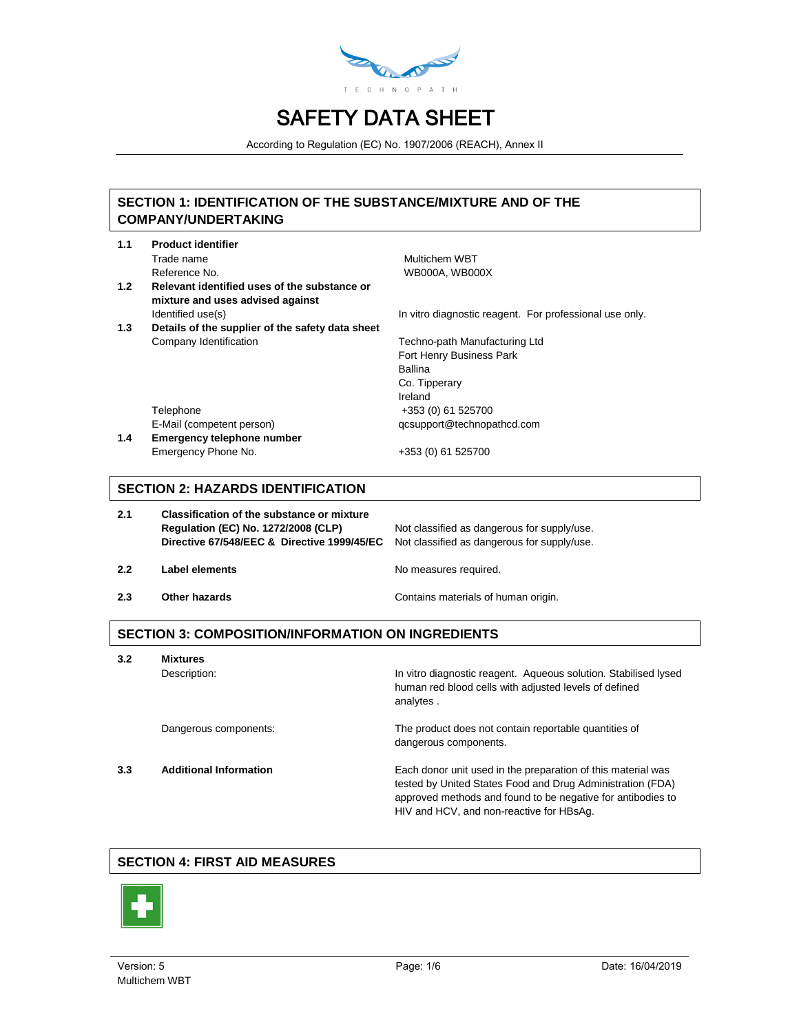TECHNOPATH

# SAFETY DATA SHEET

According to Regulation (EC) No. 1907/2006 (REACH), Annex II

## SECTION 1: IDENTIFICATION OF THE SUBSTANCE/MIXTURE AND OF THE COMPANY/UNDERTAKING

**1.1 Product identifier**

| | |
|---|---|
| Trade name | Multichem WBT |
| Reference No. | WB000A, WB000X |

**1.2 Relevant identified uses of the substance or mixture and uses advised against**

| | |
|---|---|
| Identified use(s) | In vitro diagnostic reagent. For professional use only. |

**1.3 Details of the supplier of the safety data sheet**

| | |
|---|---|
| Company Identification | Techno-path Manufacturing Ltd<br>Fort Henry Business Park<br>Ballina<br>Co. Tipperary<br>Ireland |
| Telephone | +353 (0) 61 525700 |
| E-Mail (competent person) | qcsupport@technopathcd.com |

**1.4 Emergency telephone number**

| | |
|---|---|
| Emergency Phone No. | +353 (0) 61 525700 |

## SECTION 2: HAZARDS IDENTIFICATION

**2.1 Classification of the substance or mixture**

| | |
|---|---|
| **Regulation (EC) No. 1272/2008 (CLP)** | Not classified as dangerous for supply/use. |
| **Directive 67/548/EEC & Directive 1999/45/EC** | Not classified as dangerous for supply/use. |

**2.2 Label elements** — No measures required.

**2.3 Other hazards** — Contains materials of human origin.

## SECTION 3: COMPOSITION/INFORMATION ON INGREDIENTS

**3.2 Mixtures**

| | |
|---|---|
| Description: | In vitro diagnostic reagent. Aqueous solution. Stabilised lysed human red blood cells with adjusted levels of defined analytes . |
| Dangerous components: | The product does not contain reportable quantities of dangerous components. |

**3.3 Additional Information** — Each donor unit used in the preparation of this material was tested by United States Food and Drug Administration (FDA) approved methods and found to be negative for antibodies to HIV and HCV, and non-reactive for HBsAg.

## SECTION 4: FIRST AID MEASURES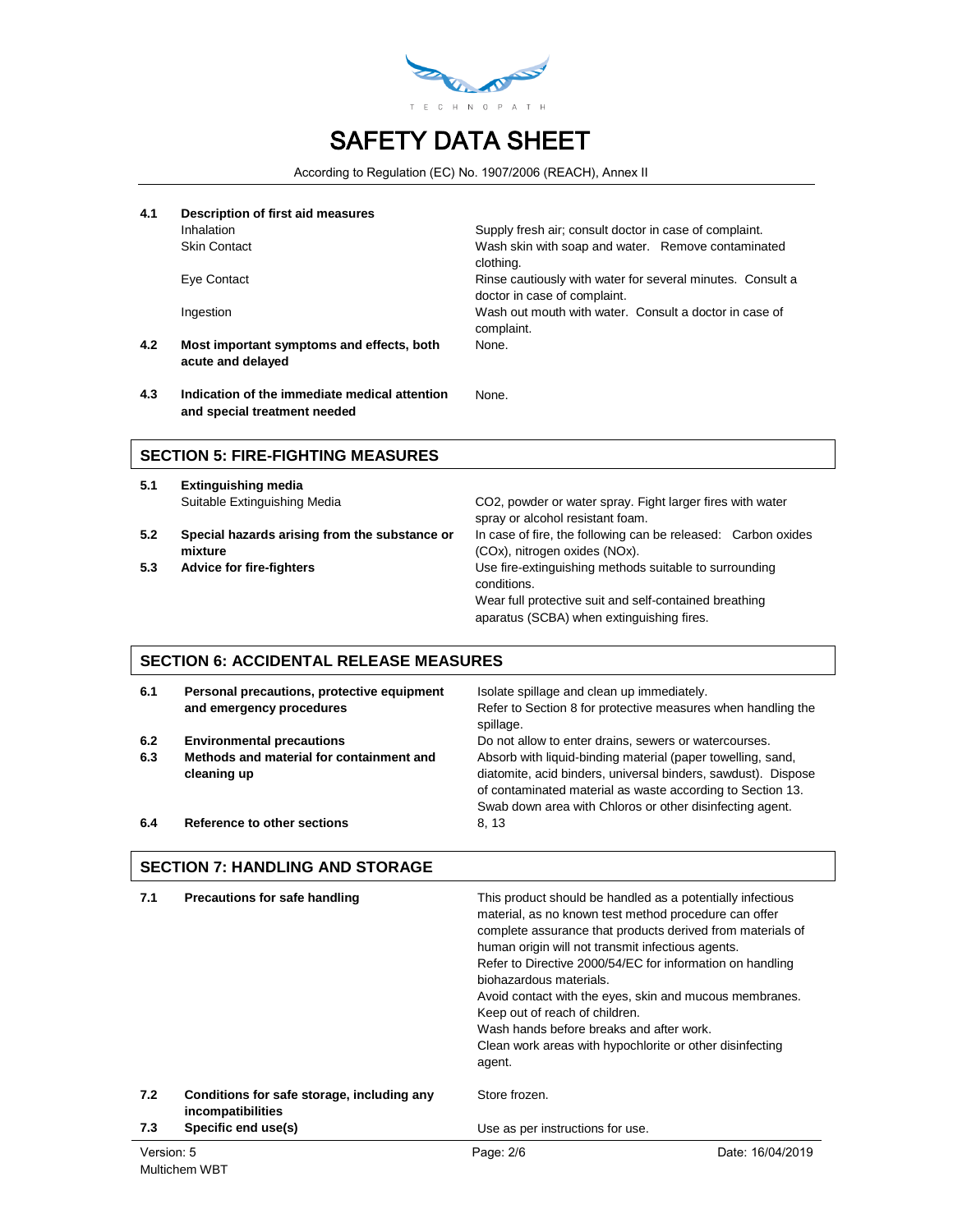| | | |
|---|---|---|
| **4.1** | **Description of first aid measures** | |
| | Inhalation | Supply fresh air; consult doctor in case of complaint. |
| | Skin Contact | Wash skin with soap and water. Remove contaminated clothing. |
| | Eye Contact | Rinse cautiously with water for several minutes. Consult a doctor in case of complaint. |
| | Ingestion | Wash out mouth with water. Consult a doctor in case of complaint. |
| **4.2** | **Most important symptoms and effects, both acute and delayed** | None. |
| **4.3** | **Indication of the immediate medical attention and special treatment needed** | None. |

## SECTION 5: FIRE-FIGHTING MEASURES

| | | |
|---|---|---|
| **5.1** | **Extinguishing media** | |
| | Suitable Extinguishing Media | CO2, powder or water spray. Fight larger fires with water spray or alcohol resistant foam. |
| **5.2** | **Special hazards arising from the substance or mixture** | In case of fire, the following can be released: Carbon oxides (COx), nitrogen oxides (NOx). |
| **5.3** | **Advice for fire-fighters** | Use fire-extinguishing methods suitable to surrounding conditions.<br>Wear full protective suit and self-contained breathing aparatus (SCBA) when extinguishing fires. |

## SECTION 6: ACCIDENTAL RELEASE MEASURES

| | | |
|---|---|---|
| **6.1** | **Personal precautions, protective equipment and emergency procedures** | Isolate spillage and clean up immediately.<br>Refer to Section 8 for protective measures when handling the spillage. |
| **6.2** | **Environmental precautions** | Do not allow to enter drains, sewers or watercourses. |
| **6.3** | **Methods and material for containment and cleaning up** | Absorb with liquid-binding material (paper towelling, sand, diatomite, acid binders, universal binders, sawdust). Dispose of contaminated material as waste according to Section 13.<br>Swab down area with Chloros or other disinfecting agent. |
| **6.4** | **Reference to other sections** | 8, 13 |

## SECTION 7: HANDLING AND STORAGE

| | | |
|---|---|---|
| **7.1** | **Precautions for safe handling** | This product should be handled as a potentially infectious material, as no known test method procedure can offer complete assurance that products derived from materials of human origin will not transmit infectious agents.<br>Refer to Directive 2000/54/EC for information on handling biohazardous materials.<br>Avoid contact with the eyes, skin and mucous membranes.<br>Keep out of reach of children.<br>Wash hands before breaks and after work.<br>Clean work areas with hypochlorite or other disinfecting agent. |
| **7.2** | **Conditions for safe storage, including any incompatibilities** | Store frozen. |
| **7.3** | **Specific end use(s)** | Use as per instructions for use. |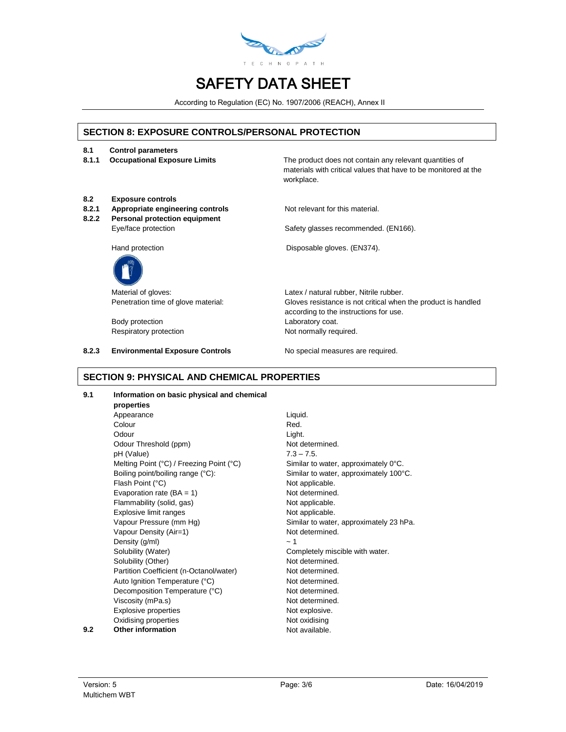## SECTION 8: EXPOSURE CONTROLS/PERSONAL PROTECTION

| | | |
|---|---|---|
| **8.1** | **Control parameters** | |
| **8.1.1** | **Occupational Exposure Limits** | The product does not contain any relevant quantities of materials with critical values that have to be monitored at the workplace. |
| **8.2** | **Exposure controls** | |
| **8.2.1** | **Appropriate engineering controls** | Not relevant for this material. |
| **8.2.2** | **Personal protection equipment** | |
| | Eye/face protection | Safety glasses recommended. (EN166). |
| | Hand protection | Disposable gloves. (EN374). |
| | Material of gloves: | Latex / natural rubber, Nitrile rubber. |
| | Penetration time of glove material: | Gloves resistance is not critical when the product is handled according to the instructions for use. |
| | Body protection | Laboratory coat. |
| | Respiratory protection | Not normally required. |
| **8.2.3** | **Environmental Exposure Controls** | No special measures are required. |

## SECTION 9: PHYSICAL AND CHEMICAL PROPERTIES

| | | |
|---|---|---|
| **9.1** | **Information on basic physical and chemical properties** | |
| | Appearance | Liquid. |
| | Colour | Red. |
| | Odour | Light. |
| | Odour Threshold (ppm) | Not determined. |
| | pH (Value) | 7.3 – 7.5. |
| | Melting Point (°C) / Freezing Point (°C) | Similar to water, approximately 0°C. |
| | Boiling point/boiling range (°C): | Similar to water, approximately 100°C. |
| | Flash Point (°C) | Not applicable. |
| | Evaporation rate (BA = 1) | Not determined. |
| | Flammability (solid, gas) | Not applicable. |
| | Explosive limit ranges | Not applicable. |
| | Vapour Pressure (mm Hg) | Similar to water, approximately 23 hPa. |
| | Vapour Density (Air=1) | Not determined. |
| | Density (g/ml) | ~ 1 |
| | Solubility (Water) | Completely miscible with water. |
| | Solubility (Other) | Not determined. |
| | Partition Coefficient (n-Octanol/water) | Not determined. |
| | Auto Ignition Temperature (°C) | Not determined. |
| | Decomposition Temperature (°C) | Not determined. |
| | Viscosity (mPa.s) | Not determined. |
| | Explosive properties | Not explosive. |
| | Oxidising properties | Not oxidising |
| **9.2** | **Other information** | Not available. |

Version: 5
Multichem WBT

Date: 16/04/2019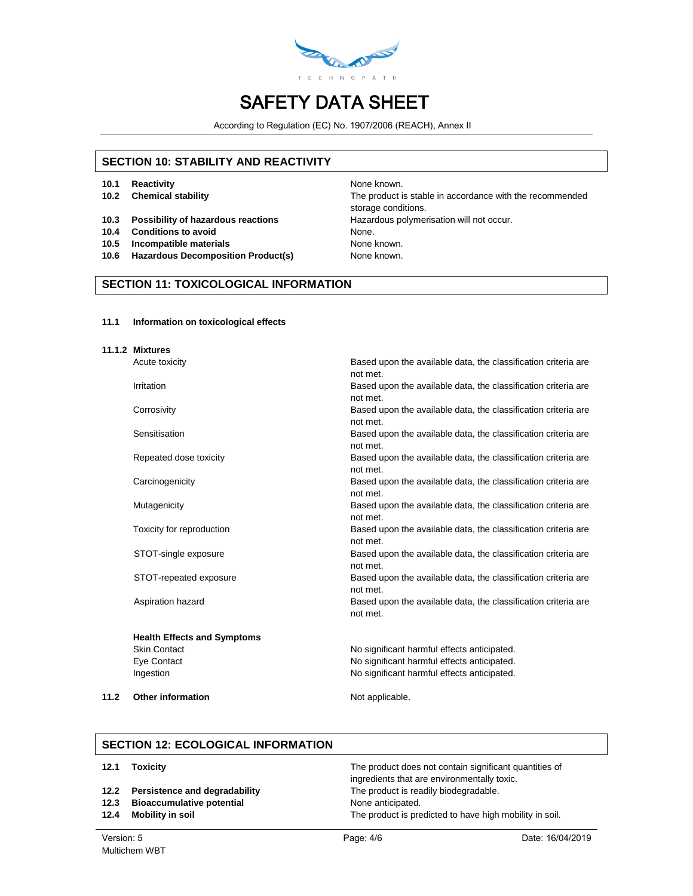# SAFETY DATA SHEET

According to Regulation (EC) No. 1907/2006 (REACH), Annex II

## SECTION 10: STABILITY AND REACTIVITY

| | |
|---|---|
| **10.1 Reactivity** | None known. |
| **10.2 Chemical stability** | The product is stable in accordance with the recommended storage conditions. |
| **10.3 Possibility of hazardous reactions** | Hazardous polymerisation will not occur. |
| **10.4 Conditions to avoid** | None. |
| **10.5 Incompatible materials** | None known. |
| **10.6 Hazardous Decomposition Product(s)** | None known. |

## SECTION 11: TOXICOLOGICAL INFORMATION

**11.1 Information on toxicological effects**

**11.1.2 Mixtures**

| | |
|---|---|
| Acute toxicity | Based upon the available data, the classification criteria are not met. |
| Irritation | Based upon the available data, the classification criteria are not met. |
| Corrosivity | Based upon the available data, the classification criteria are not met. |
| Sensitisation | Based upon the available data, the classification criteria are not met. |
| Repeated dose toxicity | Based upon the available data, the classification criteria are not met. |
| Carcinogenicity | Based upon the available data, the classification criteria are not met. |
| Mutagenicity | Based upon the available data, the classification criteria are not met. |
| Toxicity for reproduction | Based upon the available data, the classification criteria are not met. |
| STOT-single exposure | Based upon the available data, the classification criteria are not met. |
| STOT-repeated exposure | Based upon the available data, the classification criteria are not met. |
| Aspiration hazard | Based upon the available data, the classification criteria are not met. |

**Health Effects and Symptoms**

| | |
|---|---|
| Skin Contact | No significant harmful effects anticipated. |
| Eye Contact | No significant harmful effects anticipated. |
| Ingestion | No significant harmful effects anticipated. |

| | |
|---|---|
| **11.2 Other information** | Not applicable. |

## SECTION 12: ECOLOGICAL INFORMATION

| | |
|---|---|
| **12.1 Toxicity** | The product does not contain significant quantities of ingredients that are environmentally toxic. |
| **12.2 Persistence and degradability** | The product is readily biodegradable. |
| **12.3 Bioaccumulative potential** | None anticipated. |
| **12.4 Mobility in soil** | The product is predicted to have high mobility in soil. |

Version: 5
Multichem WBT
Date: 16/04/2019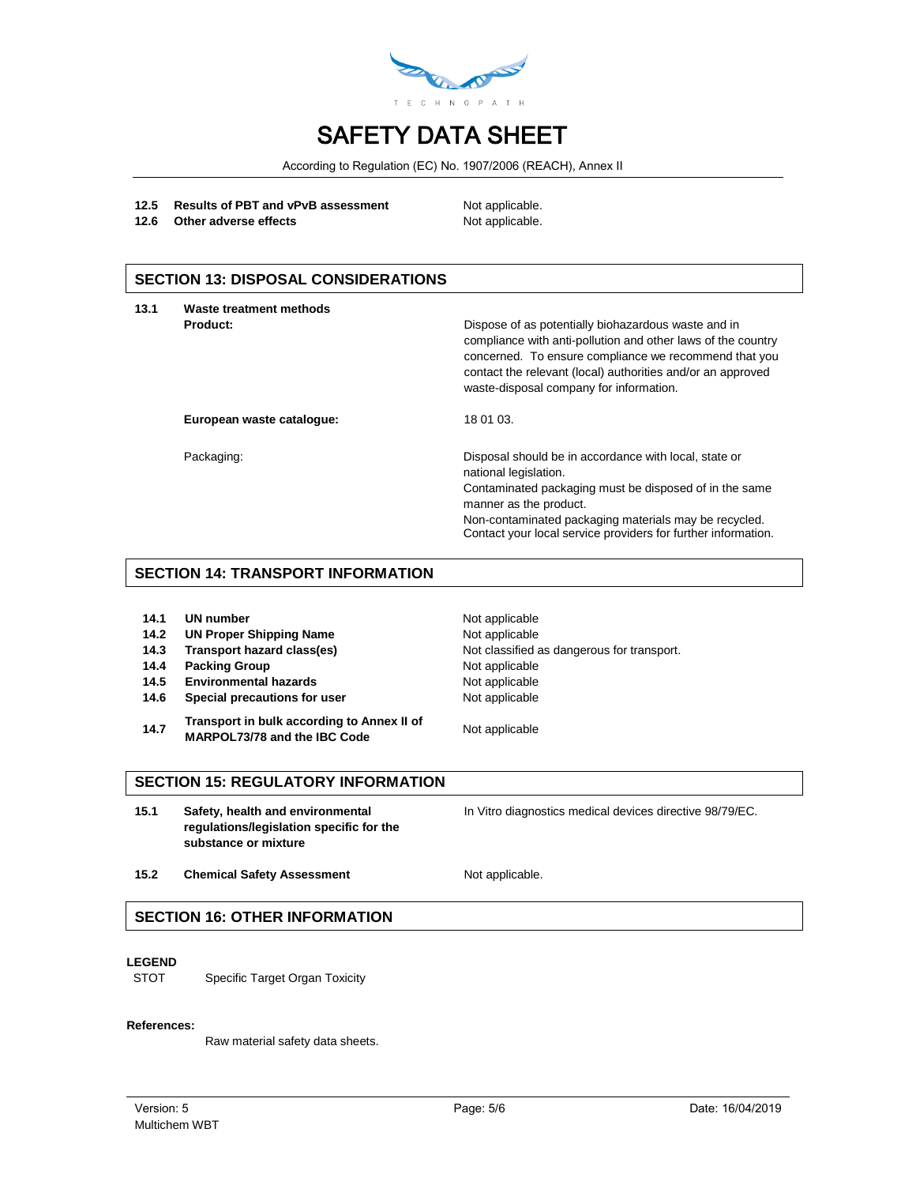| | | |
|---|---|---|
| **12.5** | **Results of PBT and vPvB assessment** | Not applicable. |
| **12.6** | **Other adverse effects** | Not applicable. |

## SECTION 13: DISPOSAL CONSIDERATIONS

| | | |
|---|---|---|
| **13.1** | **Waste treatment methods** | |
| | **Product:** | Dispose of as potentially biohazardous waste and in compliance with anti-pollution and other laws of the country concerned. To ensure compliance we recommend that you contact the relevant (local) authorities and/or an approved waste-disposal company for information. |
| | **European waste catalogue:** | 18 01 03. |
| | Packaging: | Disposal should be in accordance with local, state or national legislation. Contaminated packaging must be disposed of in the same manner as the product. Non-contaminated packaging materials may be recycled. Contact your local service providers for further information. |

## SECTION 14: TRANSPORT INFORMATION

| | | |
|---|---|---|
| **14.1** | **UN number** | Not applicable |
| **14.2** | **UN Proper Shipping Name** | Not applicable |
| **14.3** | **Transport hazard class(es)** | Not classified as dangerous for transport. |
| **14.4** | **Packing Group** | Not applicable |
| **14.5** | **Environmental hazards** | Not applicable |
| **14.6** | **Special precautions for user** | Not applicable |
| **14.7** | **Transport in bulk according to Annex II of MARPOL73/78 and the IBC Code** | Not applicable |

## SECTION 15: REGULATORY INFORMATION

| | | |
|---|---|---|
| **15.1** | **Safety, health and environmental regulations/legislation specific for the substance or mixture** | In Vitro diagnostics medical devices directive 98/79/EC. |
| **15.2** | **Chemical Safety Assessment** | Not applicable. |

## SECTION 16: OTHER INFORMATION

**LEGEND**

STOT Specific Target Organ Toxicity

**References:**

Raw material safety data sheets.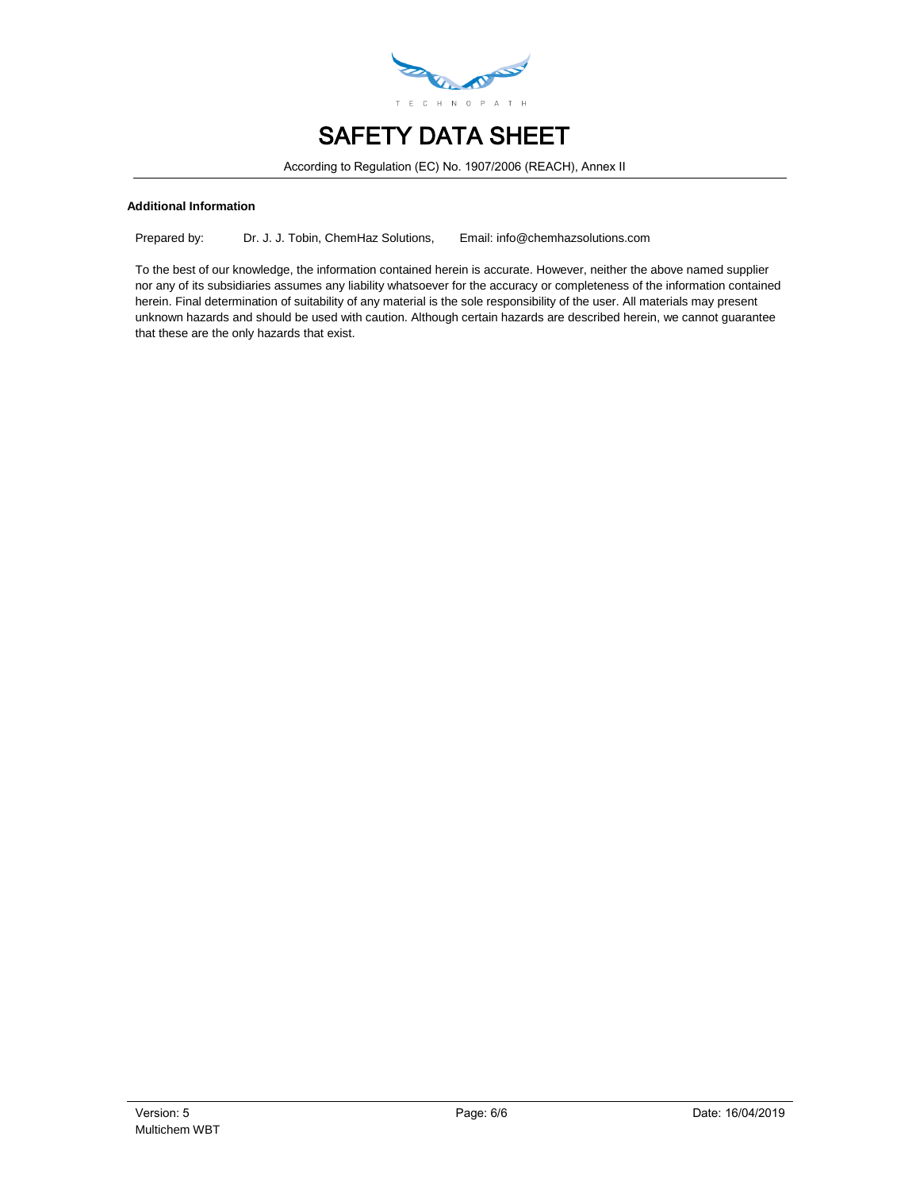### Additional Information

Prepared by: Dr. J. J. Tobin, ChemHaz Solutions, Email: info@chemhazsolutions.com

To the best of our knowledge, the information contained herein is accurate. However, neither the above named supplier nor any of its subsidiaries assumes any liability whatsoever for the accuracy or completeness of the information contained herein. Final determination of suitability of any material is the sole responsibility of the user. All materials may present unknown hazards and should be used with caution. Although certain hazards are described herein, we cannot guarantee that these are the only hazards that exist.